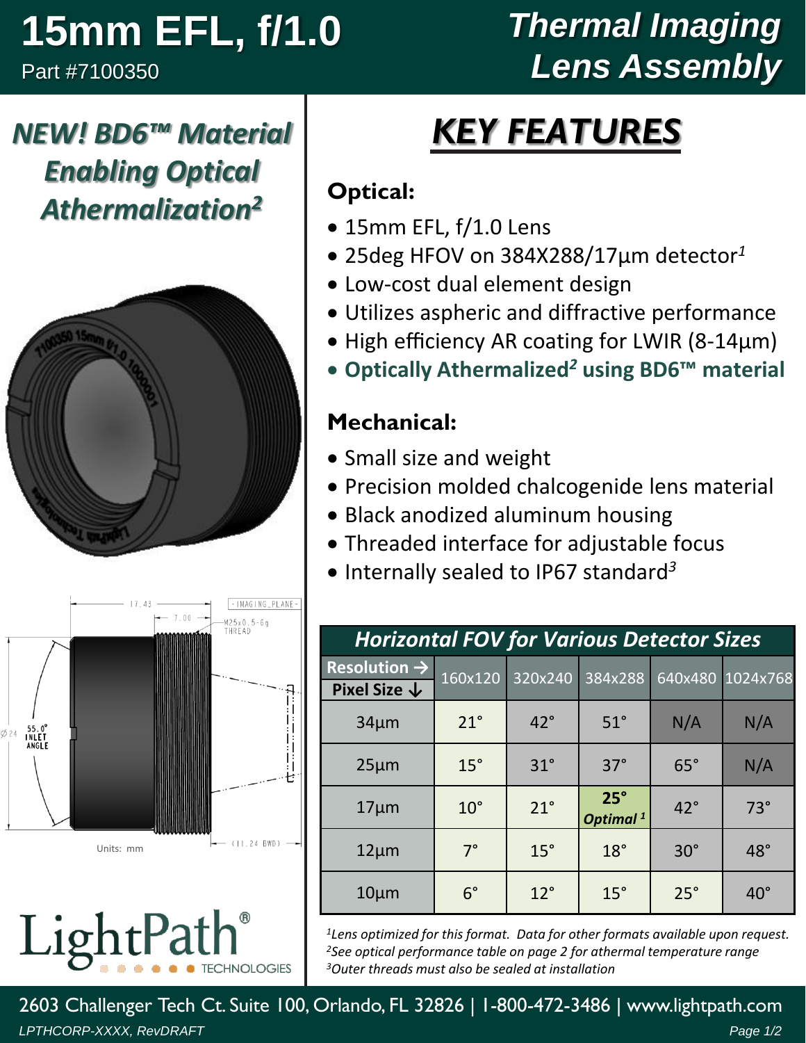# 15mm EFL, f/1.0

Part #7100350

# Thermal Imaging Lens Assembly

***NEW! BD6™ Material Enabling Optical Athermalization[2]***

17.43

7.00

- IMAGING_PLANE -

M25x0.5-6g THREAD

Ø24

55.0° INLET ANGLE

(11.24 BWD)

Units: mm

LightPath® TECHNOLOGIES

## KEY FEATURES

### Optical:

- 15mm EFL, f/1.0 Lens
- 25deg HFOV on 384X288/17µm detector[1]
- Low-cost dual element design
- Utilizes aspheric and diffractive performance
- High efficiency AR coating for LWIR (8-14µm)
- **Optically Athermalized[2] using BD6™ material**

### Mechanical:

- Small size and weight
- Precision molded chalcogenide lens material
- Black anodized aluminum housing
- Threaded interface for adjustable focus
- Internally sealed to IP67 standard[3]

***Horizontal FOV for Various Detector Sizes***

| **Resolution →** / **Pixel Size ↓** | 160x120 | 320x240 | 384x288 | 640x480 | 1024x768 |
|---|---|---|---|---|---|
| 34µm | 21° | 42° | 51° | N/A | N/A |
| 25µm | 15° | 31° | 37° | 65° | N/A |
| 17µm | 10° | 21° | **25°** ***Optimal*** [1] | 42° | 73° |
| 12µm | 7° | 15° | 18° | 30° | 48° |
| 10µm | 6° | 12° | 15° | 25° | 40° |

*[1]Lens optimized for this format. Data for other formats available upon request.*
*[2]See optical performance table on page 2 for athermal temperature range*
*[3]Outer threads must also be sealed at installation*

2603 Challenger Tech Ct. Suite 100, Orlando, FL 32826 | 1-800-472-3486 | www.lightpath.com

LPTHCORP-XXXX, RevDRAFT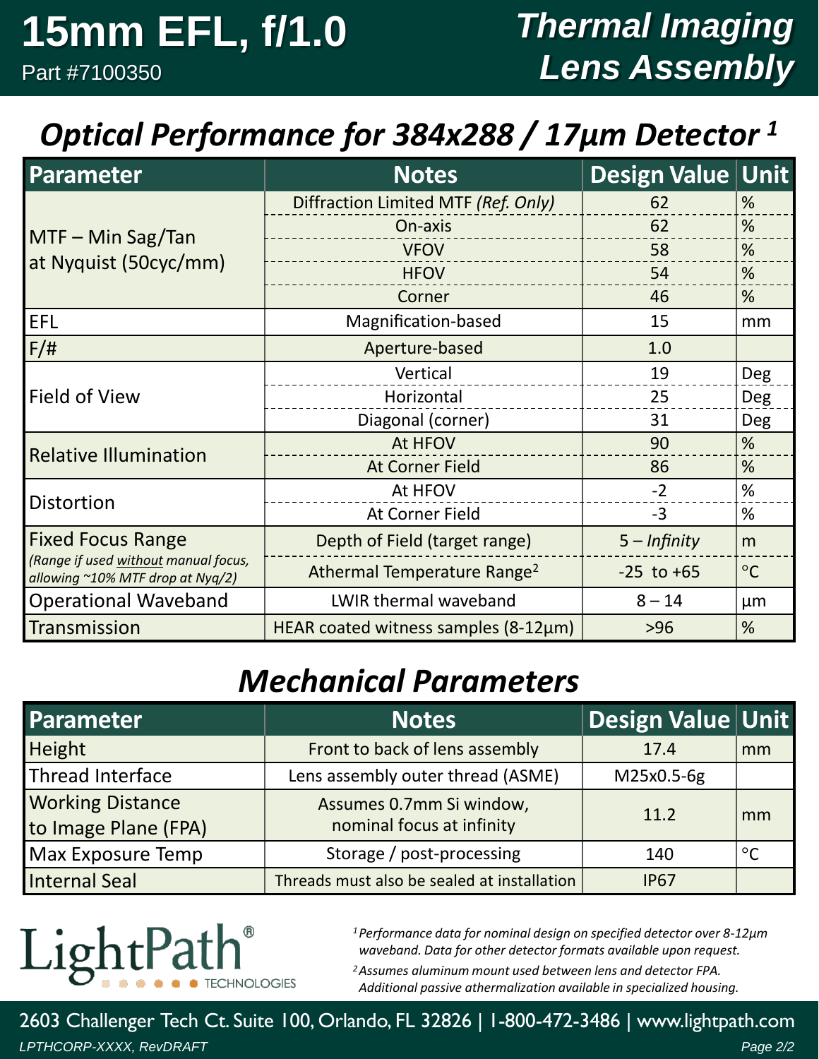# 15mm EFL, f/1.0

Part #7100350

# Thermal Imaging Lens Assembly

## *Optical Performance for 384x288 / 17µm Detector* [1]

| Parameter | Notes | Design Value | Unit |
|---|---|---|---|
| MTF – Min Sag/Tan at Nyquist (50cyc/mm) | Diffraction Limited MTF *(Ref. Only)* | 62 | % |
| | On-axis | 62 | % |
| | VFOV | 58 | % |
| | HFOV | 54 | % |
| | Corner | 46 | % |
| EFL | Magnification-based | 15 | mm |
| F/# | Aperture-based | 1.0 | |
| Field of View | Vertical | 19 | Deg |
| | Horizontal | 25 | Deg |
| | Diagonal (corner) | 31 | Deg |
| Relative Illumination | At HFOV | 90 | % |
| | At Corner Field | 86 | % |
| Distortion | At HFOV | -2 | % |
| | At Corner Field | -3 | % |
| Fixed Focus Range *(Range if used without manual focus, allowing ~10% MTF drop at Nyq/2)* | Depth of Field (target range) | 5 – *Infinity* | m |
| | Athermal Temperature Range[2] | -25 to +65 | °C |
| Operational Waveband | LWIR thermal waveband | 8 – 14 | µm |
| Transmission | HEAR coated witness samples (8-12µm) | >96 | % |

## *Mechanical Parameters*

| Parameter | Notes | Design Value | Unit |
|---|---|---|---|
| Height | Front to back of lens assembly | 17.4 | mm |
| Thread Interface | Lens assembly outer thread (ASME) | M25x0.5-6g | |
| Working Distance to Image Plane (FPA) | Assumes 0.7mm Si window, nominal focus at infinity | 11.2 | mm |
| Max Exposure Temp | Storage / post-processing | 140 | °C |
| Internal Seal | Threads must also be sealed at installation | IP67 | |

LightPath® TECHNOLOGIES

*[1] Performance data for nominal design on specified detector over 8-12µm waveband. Data for other detector formats available upon request.*

*[2] Assumes aluminum mount used between lens and detector FPA. Additional passive athermalization available in specialized housing.*

2603 Challenger Tech Ct. Suite 100, Orlando, FL 32826 | 1-800-472-3486 | www.lightpath.com

LPTHCORP-XXXX, RevDRAFT